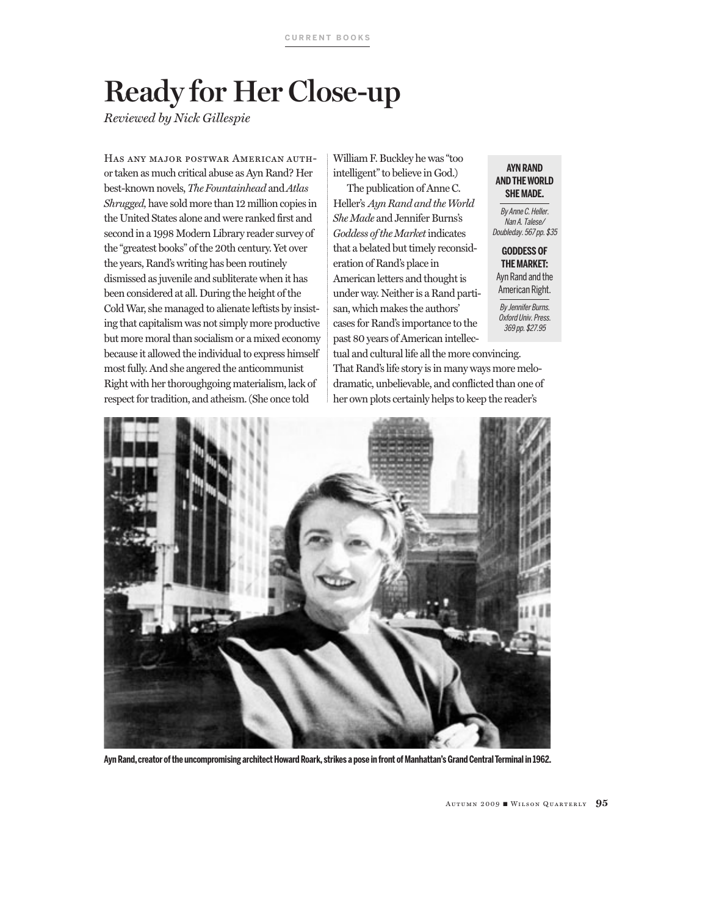CURRENT BOOKS

# Ready for Her Close-up

*Reviewed by Nick Gillespie*

**AYN RAND AND THE WORLD SHE MADE.**

*By Anne C. Heller. Nan A. Talese/ Doubleday. 567 pp. $35*

**GODDESS OF THE MARKET:** Ayn Rand and the American Right.

*By Jennifer Burns. Oxford Univ. Press. 369 pp. $27.95*

Has any major postwar American author taken as much critical abuse as Ayn Rand? Her best-known novels, *The Fountainhead* and *Atlas Shrugged*, have sold more than 12 million copies in the United States alone and were ranked first and second in a 1998 Modern Library reader survey of the "greatest books" of the 20th century. Yet over the years, Rand's writing has been routinely dismissed as juvenile and subliterate when it has been considered at all. During the height of the Cold War, she managed to alienate leftists by insisting that capitalism was not simply more productive but more moral than socialism or a mixed economy because it allowed the individual to express himself most fully. And she angered the anticommunist Right with her thoroughgoing materialism, lack of respect for tradition, and atheism. (She once told William F. Buckley he was "too intelligent" to believe in God.)

The publication of Anne C. Heller's *Ayn Rand and the World She Made* and Jennifer Burns's *Goddess of the Market* indicates that a belated but timely reconsideration of Rand's place in American letters and thought is under way. Neither is a Rand partisan, which makes the authors' cases for Rand's importance to the past 80 years of American intellectual and cultural life all the more convincing. That Rand's life story is in many ways more melodramatic, unbelievable, and conflicted than one of her own plots certainly helps to keep the reader's

**Ayn Rand, creator of the uncompromising architect Howard Roark, strikes a pose in front of Manhattan's Grand Central Terminal in 1962.**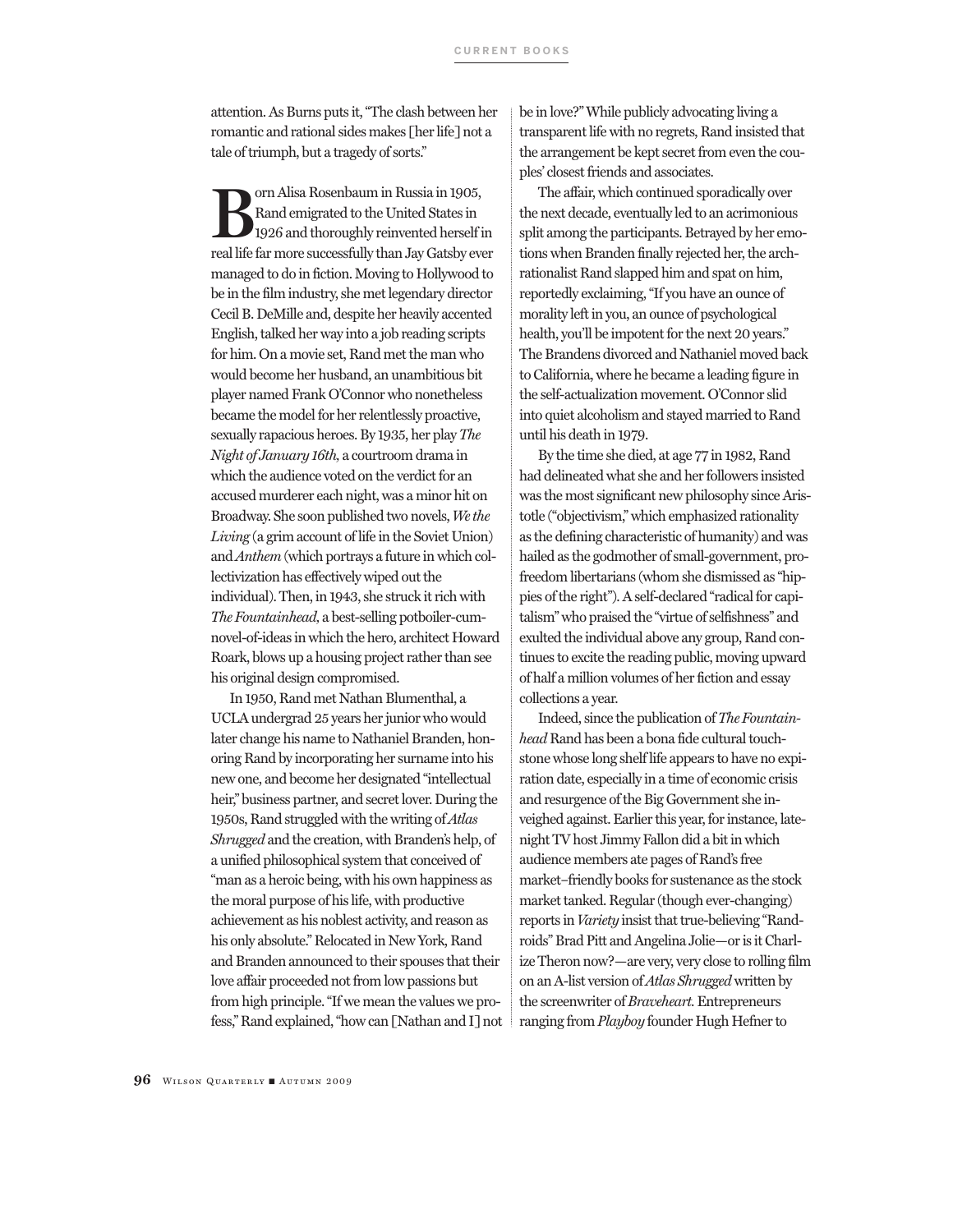attention. As Burns puts it, "The clash between her romantic and rational sides makes [her life] not a tale of triumph, but a tragedy of sorts."

Born Alisa Rosenbaum in Russia in 1905, Rand emigrated to the United States in 1926 and thoroughly reinvented herself in real life far more successfully than Jay Gatsby ever managed to do in fiction. Moving to Hollywood to be in the film industry, she met legendary director Cecil B. DeMille and, despite her heavily accented English, talked her way into a job reading scripts for him. On a movie set, Rand met the man who would become her husband, an unambitious bit player named Frank O'Connor who nonetheless became the model for her relentlessly proactive, sexually rapacious heroes. By 1935, her play *The Night of January 16th*, a courtroom drama in which the audience voted on the verdict for an accused murderer each night, was a minor hit on Broadway. She soon published two novels, *We the Living* (a grim account of life in the Soviet Union) and *Anthem* (which portrays a future in which collectivization has effectively wiped out the individual). Then, in 1943, she struck it rich with *The Fountainhead*, a best-selling potboiler-cum-novel-of-ideas in which the hero, architect Howard Roark, blows up a housing project rather than see his original design compromised.

In 1950, Rand met Nathan Blumenthal, a UCLA undergrad 25 years her junior who would later change his name to Nathaniel Branden, honoring Rand by incorporating her surname into his new one, and become her designated "intellectual heir," business partner, and secret lover. During the 1950s, Rand struggled with the writing of *Atlas Shrugged* and the creation, with Branden's help, of a unified philosophical system that conceived of "man as a heroic being, with his own happiness as the moral purpose of his life, with productive achievement as his noblest activity, and reason as his only absolute." Relocated in New York, Rand and Branden announced to their spouses that their love affair proceeded not from low passions but from high principle. "If we mean the values we profess," Rand explained, "how can [Nathan and I] not be in love?" While publicly advocating living a transparent life with no regrets, Rand insisted that the arrangement be kept secret from even the couples' closest friends and associates.

The affair, which continued sporadically over the next decade, eventually led to an acrimonious split among the participants. Betrayed by her emotions when Branden finally rejected her, the arch-rationalist Rand slapped him and spat on him, reportedly exclaiming, "If you have an ounce of morality left in you, an ounce of psychological health, you'll be impotent for the next 20 years." The Brandens divorced and Nathaniel moved back to California, where he became a leading figure in the self-actualization movement. O'Connor slid into quiet alcoholism and stayed married to Rand until his death in 1979.

By the time she died, at age 77 in 1982, Rand had delineated what she and her followers insisted was the most significant new philosophy since Aristotle ("objectivism," which emphasized rationality as the defining characteristic of humanity) and was hailed as the godmother of small-government, pro-freedom libertarians (whom she dismissed as "hippies of the right"). A self-declared "radical for capitalism" who praised the "virtue of selfishness" and exulted the individual above any group, Rand continues to excite the reading public, moving upward of half a million volumes of her fiction and essay collections a year.

Indeed, since the publication of *The Fountainhead* Rand has been a bona fide cultural touchstone whose long shelf life appears to have no expiration date, especially in a time of economic crisis and resurgence of the Big Government she inveighed against. Earlier this year, for instance, late-night TV host Jimmy Fallon did a bit in which audience members ate pages of Rand's free market–friendly books for sustenance as the stock market tanked. Regular (though ever-changing) reports in *Variety* insist that true-believing "Randroids" Brad Pitt and Angelina Jolie—or is it Charlize Theron now?—are very, very close to rolling film on an A-list version of *Atlas Shrugged* written by the screenwriter of *Braveheart*. Entrepreneurs ranging from *Playboy* founder Hugh Hefner to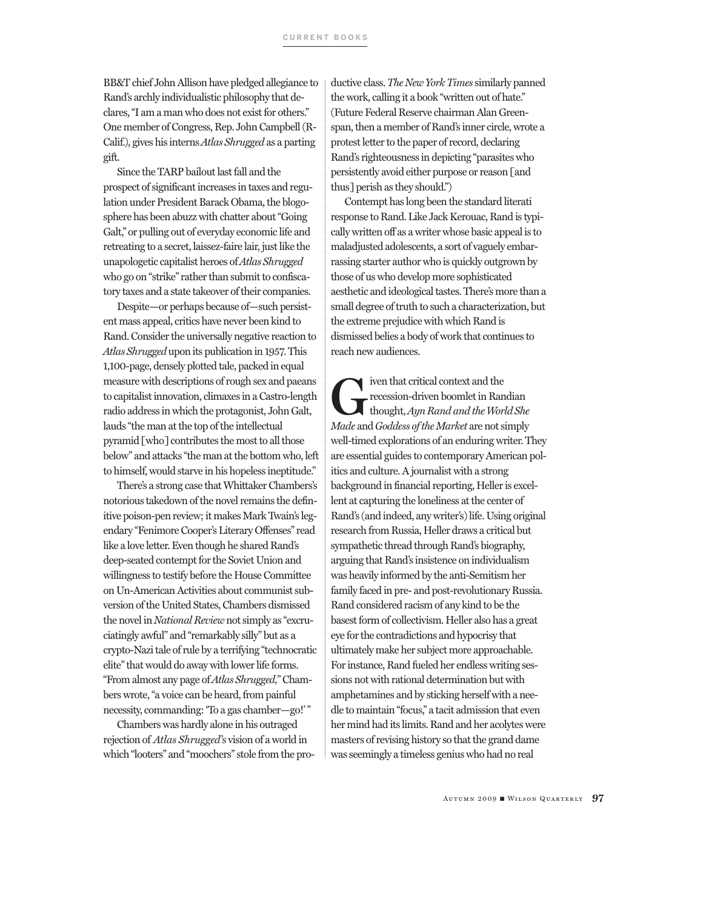BB&T chief John Allison have pledged allegiance to Rand's archly individualistic philosophy that declares, "I am a man who does not exist for others." One member of Congress, Rep. John Campbell (R-Calif.), gives his interns *Atlas Shrugged* as a parting gift.

Since the TARP bailout last fall and the prospect of significant increases in taxes and regulation under President Barack Obama, the blogosphere has been abuzz with chatter about "Going Galt," or pulling out of everyday economic life and retreating to a secret, laissez-faire lair, just like the unapologetic capitalist heroes of *Atlas Shrugged* who go on "strike" rather than submit to confiscatory taxes and a state takeover of their companies.

Despite—or perhaps because of—such persistent mass appeal, critics have never been kind to Rand. Consider the universally negative reaction to *Atlas Shrugged* upon its publication in 1957. This 1,100-page, densely plotted tale, packed in equal measure with descriptions of rough sex and paeans to capitalist innovation, climaxes in a Castro-length radio address in which the protagonist, John Galt, lauds "the man at the top of the intellectual pyramid [who] contributes the most to all those below" and attacks "the man at the bottom who, left to himself, would starve in his hopeless ineptitude."

There's a strong case that Whittaker Chambers's notorious takedown of the novel remains the definitive poison-pen review; it makes Mark Twain's legendary "Fenimore Cooper's Literary Offenses" read like a love letter. Even though he shared Rand's deep-seated contempt for the Soviet Union and willingness to testify before the House Committee on Un-American Activities about communist subversion of the United States, Chambers dismissed the novel in *National Review* not simply as "excruciatingly awful" and "remarkably silly" but as a crypto-Nazi tale of rule by a terrifying "technocratic elite" that would do away with lower life forms. "From almost any page of *Atlas Shrugged*," Chambers wrote, "a voice can be heard, from painful necessity, commanding: 'To a gas chamber—go!' "

Chambers was hardly alone in his outraged rejection of *Atlas Shrugged*'s vision of a world in which "looters" and "moochers" stole from the productive class. *The New York Times* similarly panned the work, calling it a book "written out of hate." (Future Federal Reserve chairman Alan Greenspan, then a member of Rand's inner circle, wrote a protest letter to the paper of record, declaring Rand's righteousness in depicting "parasites who persistently avoid either purpose or reason [and thus] perish as they should.")

Contempt has long been the standard literati response to Rand. Like Jack Kerouac, Rand is typically written off as a writer whose basic appeal is to maladjusted adolescents, a sort of vaguely embarrassing starter author who is quickly outgrown by those of us who develop more sophisticated aesthetic and ideological tastes. There's more than a small degree of truth to such a characterization, but the extreme prejudice with which Rand is dismissed belies a body of work that continues to reach new audiences.

Given that critical context and the recession-driven boomlet in Randian thought, *Ayn Rand and the World She Made* and *Goddess of the Market* are not simply well-timed explorations of an enduring writer. They are essential guides to contemporary American politics and culture. A journalist with a strong background in financial reporting, Heller is excellent at capturing the loneliness at the center of Rand's (and indeed, any writer's) life. Using original research from Russia, Heller draws a critical but sympathetic thread through Rand's biography, arguing that Rand's insistence on individualism was heavily informed by the anti-Semitism her family faced in pre- and post-revolutionary Russia. Rand considered racism of any kind to be the basest form of collectivism. Heller also has a great eye for the contradictions and hypocrisy that ultimately make her subject more approachable. For instance, Rand fueled her endless writing sessions not with rational determination but with amphetamines and by sticking herself with a needle to maintain "focus," a tacit admission that even her mind had its limits. Rand and her acolytes were masters of revising history so that the grand dame was seemingly a timeless genius who had no real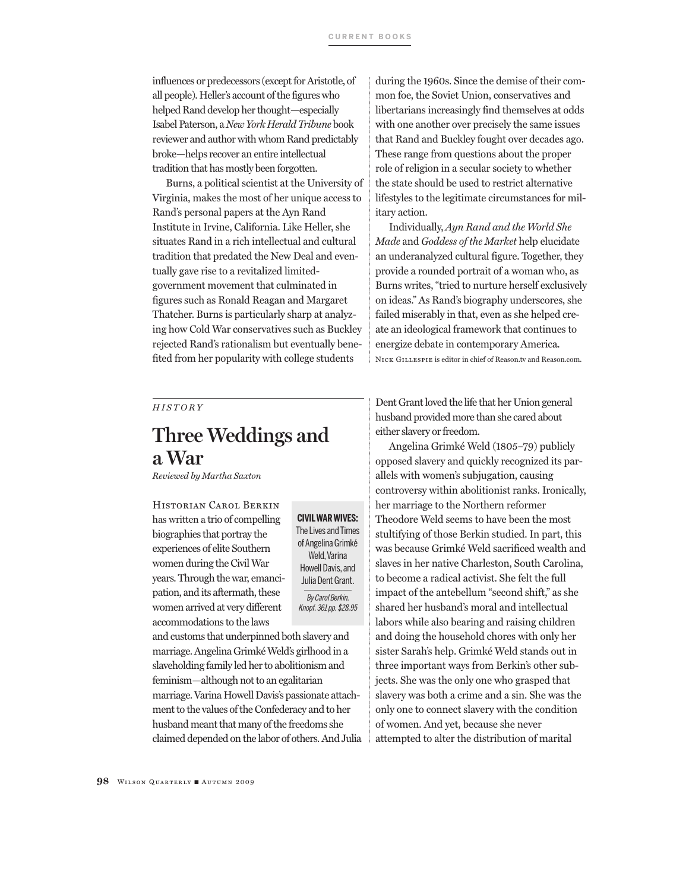influences or predecessors (except for Aristotle, of all people). Heller's account of the figures who helped Rand develop her thought—especially Isabel Paterson, a *New York Herald Tribune* book reviewer and author with whom Rand predictably broke—helps recover an entire intellectual tradition that has mostly been forgotten.

Burns, a political scientist at the University of Virginia, makes the most of her unique access to Rand's personal papers at the Ayn Rand Institute in Irvine, California. Like Heller, she situates Rand in a rich intellectual and cultural tradition that predated the New Deal and eventually gave rise to a revitalized limited-government movement that culminated in figures such as Ronald Reagan and Margaret Thatcher. Burns is particularly sharp at analyzing how Cold War conservatives such as Buckley rejected Rand's rationalism but eventually benefited from her popularity with college students during the 1960s. Since the demise of their common foe, the Soviet Union, conservatives and libertarians increasingly find themselves at odds with one another over precisely the same issues that Rand and Buckley fought over decades ago. These range from questions about the proper role of religion in a secular society to whether the state should be used to restrict alternative lifestyles to the legitimate circumstances for military action.

Individually, *Ayn Rand and the World She Made* and *Goddess of the Market* help elucidate an underanalyzed cultural figure. Together, they provide a rounded portrait of a woman who, as Burns writes, "tried to nurture herself exclusively on ideas." As Rand's biography underscores, she failed miserably in that, even as she helped create an ideological framework that continues to energize debate in contemporary America.

Nick Gillespie is editor in chief of Reason.tv and Reason.com.

*HISTORY*

## Three Weddings and a War

*Reviewed by Martha Saxton*

**CIVIL WAR WIVES:** The Lives and Times of Angelina Grimké Weld, Varina Howell Davis, and Julia Dent Grant.

*By Carol Berkin. Knopf. 361 pp. $28.95*

Historian Carol Berkin has written a trio of compelling biographies that portray the experiences of elite Southern women during the Civil War years. Through the war, emancipation, and its aftermath, these women arrived at very different accommodations to the laws and customs that underpinned both slavery and marriage. Angelina Grimké Weld's girlhood in a slaveholding family led her to abolitionism and feminism—although not to an egalitarian marriage. Varina Howell Davis's passionate attachment to the values of the Confederacy and to her husband meant that many of the freedoms she claimed depended on the labor of others. And Julia Dent Grant loved the life that her Union general husband provided more than she cared about either slavery or freedom.

Angelina Grimké Weld (1805–79) publicly opposed slavery and quickly recognized its parallels with women's subjugation, causing controversy within abolitionist ranks. Ironically, her marriage to the Northern reformer Theodore Weld seems to have been the most stultifying of those Berkin studied. In part, this was because Grimké Weld sacrificed wealth and slaves in her native Charleston, South Carolina, to become a radical activist. She felt the full impact of the antebellum "second shift," as she shared her husband's moral and intellectual labors while also bearing and raising children and doing the household chores with only her sister Sarah's help. Grimké Weld stands out in three important ways from Berkin's other subjects. She was the only one who grasped that slavery was both a crime and a sin. She was the only one to connect slavery with the condition of women. And yet, because she never attempted to alter the distribution of marital